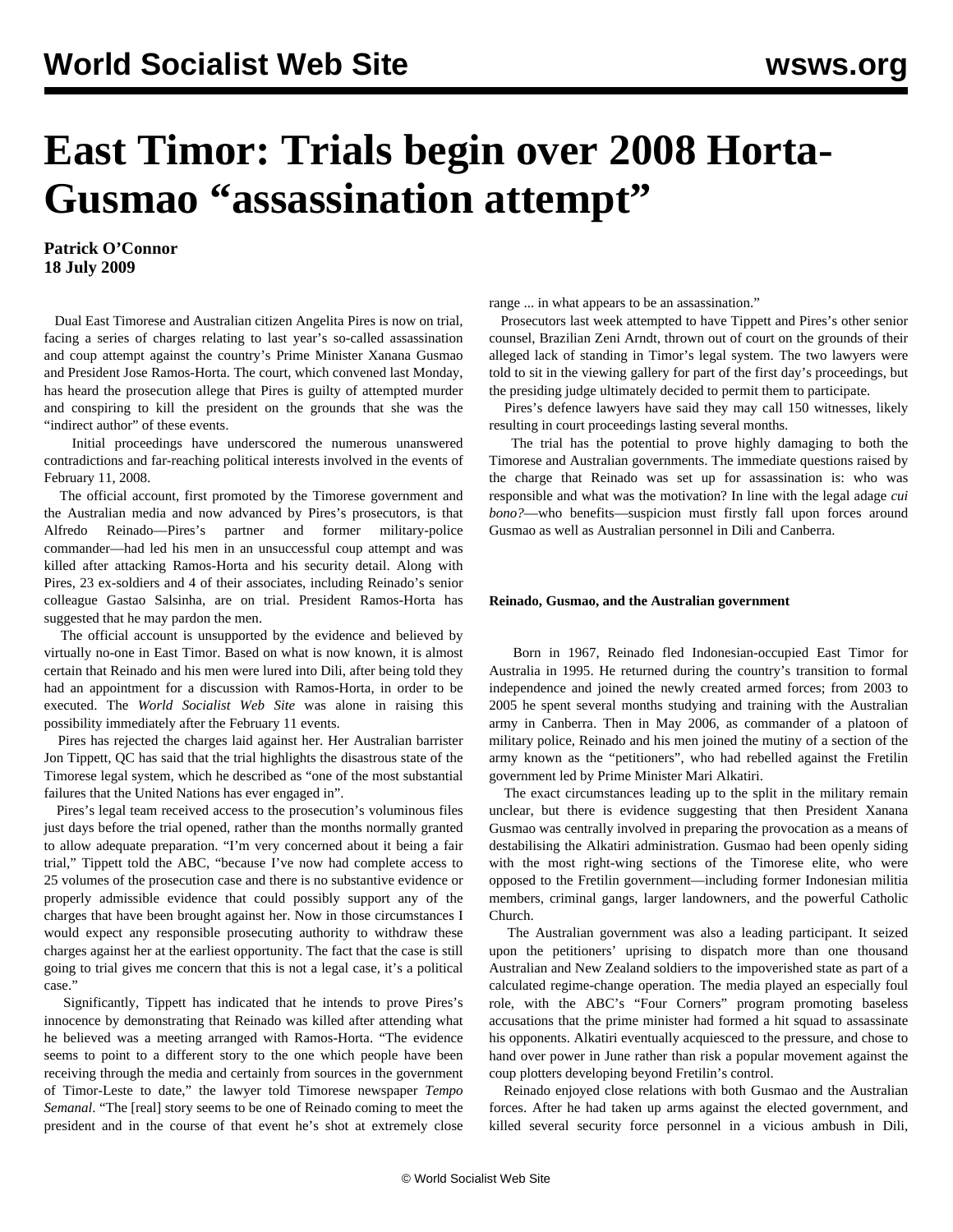# East Timor: Trials begin over 2008 Horta-Gusmao "assassination attempt"

**Patrick O'Connor**
**18 July 2009**

Dual East Timorese and Australian citizen Angelita Pires is now on trial, facing a series of charges relating to last year's so-called assassination and coup attempt against the country's Prime Minister Xanana Gusmao and President Jose Ramos-Horta. The court, which convened last Monday, has heard the prosecution allege that Pires is guilty of attempted murder and conspiring to kill the president on the grounds that she was the "indirect author" of these events.

Initial proceedings have underscored the numerous unanswered contradictions and far-reaching political interests involved in the events of February 11, 2008.

The official account, first promoted by the Timorese government and the Australian media and now advanced by Pires's prosecutors, is that Alfredo Reinado—Pires's partner and former military-police commander—had led his men in an unsuccessful coup attempt and was killed after attacking Ramos-Horta and his security detail. Along with Pires, 23 ex-soldiers and 4 of their associates, including Reinado's senior colleague Gastao Salsinha, are on trial. President Ramos-Horta has suggested that he may pardon the men.

The official account is unsupported by the evidence and believed by virtually no-one in East Timor. Based on what is now known, it is almost certain that Reinado and his men were lured into Dili, after being told they had an appointment for a discussion with Ramos-Horta, in order to be executed. The *World Socialist Web Site* was alone in raising this possibility immediately after the February 11 events.

Pires has rejected the charges laid against her. Her Australian barrister Jon Tippett, QC has said that the trial highlights the disastrous state of the Timorese legal system, which he described as "one of the most substantial failures that the United Nations has ever engaged in".

Pires's legal team received access to the prosecution's voluminous files just days before the trial opened, rather than the months normally granted to allow adequate preparation. "I'm very concerned about it being a fair trial," Tippett told the ABC, "because I've now had complete access to 25 volumes of the prosecution case and there is no substantive evidence or properly admissible evidence that could possibly support any of the charges that have been brought against her. Now in those circumstances I would expect any responsible prosecuting authority to withdraw these charges against her at the earliest opportunity. The fact that the case is still going to trial gives me concern that this is not a legal case, it's a political case."

Significantly, Tippett has indicated that he intends to prove Pires's innocence by demonstrating that Reinado was killed after attending what he believed was a meeting arranged with Ramos-Horta. "The evidence seems to point to a different story to the one which people have been receiving through the media and certainly from sources in the government of Timor-Leste to date," the lawyer told Timorese newspaper *Tempo Semanal*. "The [real] story seems to be one of Reinado coming to meet the president and in the course of that event he's shot at extremely close range ... in what appears to be an assassination."

Prosecutors last week attempted to have Tippett and Pires's other senior counsel, Brazilian Zeni Arndt, thrown out of court on the grounds of their alleged lack of standing in Timor's legal system. The two lawyers were told to sit in the viewing gallery for part of the first day's proceedings, but the presiding judge ultimately decided to permit them to participate.

Pires's defence lawyers have said they may call 150 witnesses, likely resulting in court proceedings lasting several months.

The trial has the potential to prove highly damaging to both the Timorese and Australian governments. The immediate questions raised by the charge that Reinado was set up for assassination is: who was responsible and what was the motivation? In line with the legal adage *cui bono?*—who benefits—suspicion must firstly fall upon forces around Gusmao as well as Australian personnel in Dili and Canberra.

#### Reinado, Gusmao, and the Australian government

Born in 1967, Reinado fled Indonesian-occupied East Timor for Australia in 1995. He returned during the country's transition to formal independence and joined the newly created armed forces; from 2003 to 2005 he spent several months studying and training with the Australian army in Canberra. Then in May 2006, as commander of a platoon of military police, Reinado and his men joined the mutiny of a section of the army known as the "petitioners", who had rebelled against the Fretilin government led by Prime Minister Mari Alkatiri.

The exact circumstances leading up to the split in the military remain unclear, but there is evidence suggesting that then President Xanana Gusmao was centrally involved in preparing the provocation as a means of destabilising the Alkatiri administration. Gusmao had been openly siding with the most right-wing sections of the Timorese elite, who were opposed to the Fretilin government—including former Indonesian militia members, criminal gangs, larger landowners, and the powerful Catholic Church.

The Australian government was also a leading participant. It seized upon the petitioners' uprising to dispatch more than one thousand Australian and New Zealand soldiers to the impoverished state as part of a calculated regime-change operation. The media played an especially foul role, with the ABC's "Four Corners" program promoting baseless accusations that the prime minister had formed a hit squad to assassinate his opponents. Alkatiri eventually acquiesced to the pressure, and chose to hand over power in June rather than risk a popular movement against the coup plotters developing beyond Fretilin's control.

Reinado enjoyed close relations with both Gusmao and the Australian forces. After he had taken up arms against the elected government, and killed several security force personnel in a vicious ambush in Dili,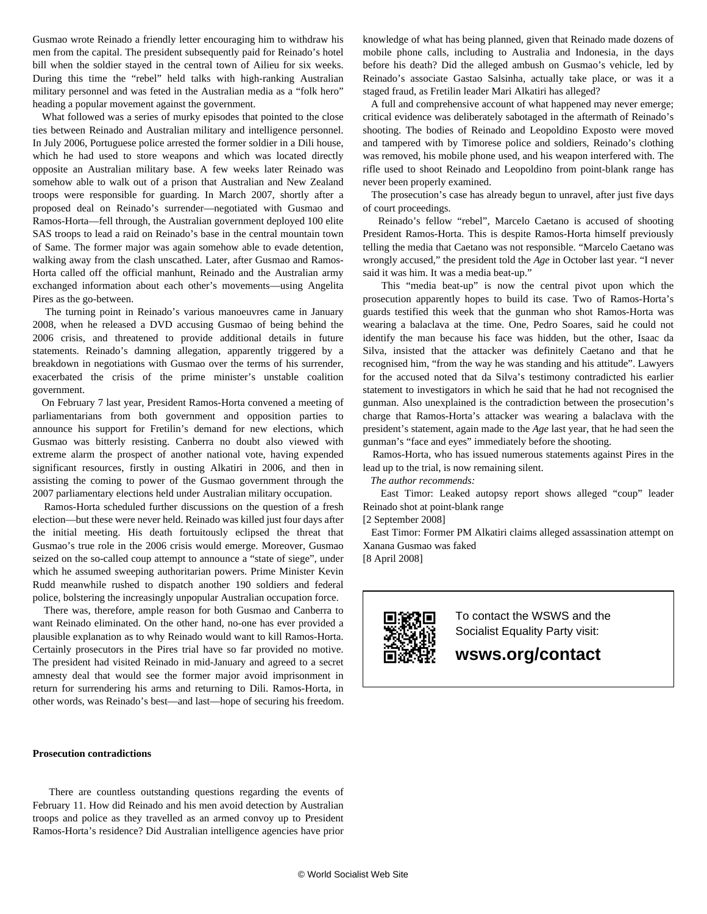Gusmao wrote Reinado a friendly letter encouraging him to withdraw his men from the capital. The president subsequently paid for Reinado's hotel bill when the soldier stayed in the central town of Ailieu for six weeks. During this time the "rebel" held talks with high-ranking Australian military personnel and was feted in the Australian media as a "folk hero" heading a popular movement against the government.

What followed was a series of murky episodes that pointed to the close ties between Reinado and Australian military and intelligence personnel. In July 2006, Portuguese police arrested the former soldier in a Dili house, which he had used to store weapons and which was located directly opposite an Australian military base. A few weeks later Reinado was somehow able to walk out of a prison that Australian and New Zealand troops were responsible for guarding. In March 2007, shortly after a proposed deal on Reinado's surrender—negotiated with Gusmao and Ramos-Horta—fell through, the Australian government deployed 100 elite SAS troops to lead a raid on Reinado's base in the central mountain town of Same. The former major was again somehow able to evade detention, walking away from the clash unscathed. Later, after Gusmao and Ramos-Horta called off the official manhunt, Reinado and the Australian army exchanged information about each other's movements—using Angelita Pires as the go-between.

The turning point in Reinado's various manoeuvres came in January 2008, when he released a DVD accusing Gusmao of being behind the 2006 crisis, and threatened to provide additional details in future statements. Reinado's damning allegation, apparently triggered by a breakdown in negotiations with Gusmao over the terms of his surrender, exacerbated the crisis of the prime minister's unstable coalition government.

On February 7 last year, President Ramos-Horta convened a meeting of parliamentarians from both government and opposition parties to announce his support for Fretilin's demand for new elections, which Gusmao was bitterly resisting. Canberra no doubt also viewed with extreme alarm the prospect of another national vote, having expended significant resources, firstly in ousting Alkatiri in 2006, and then in assisting the coming to power of the Gusmao government through the 2007 parliamentary elections held under Australian military occupation.

Ramos-Horta scheduled further discussions on the question of a fresh election—but these were never held. Reinado was killed just four days after the initial meeting. His death fortuitously eclipsed the threat that Gusmao's true role in the 2006 crisis would emerge. Moreover, Gusmao seized on the so-called coup attempt to announce a "state of siege", under which he assumed sweeping authoritarian powers. Prime Minister Kevin Rudd meanwhile rushed to dispatch another 190 soldiers and federal police, bolstering the increasingly unpopular Australian occupation force.

There was, therefore, ample reason for both Gusmao and Canberra to want Reinado eliminated. On the other hand, no-one has ever provided a plausible explanation as to why Reinado would want to kill Ramos-Horta. Certainly prosecutors in the Pires trial have so far provided no motive. The president had visited Reinado in mid-January and agreed to a secret amnesty deal that would see the former major avoid imprisonment in return for surrendering his arms and returning to Dili. Ramos-Horta, in other words, was Reinado's best—and last—hope of securing his freedom.

**Prosecution contradictions**

There are countless outstanding questions regarding the events of February 11. How did Reinado and his men avoid detection by Australian troops and police as they travelled as an armed convoy up to President Ramos-Horta's residence? Did Australian intelligence agencies have prior knowledge of what has being planned, given that Reinado made dozens of mobile phone calls, including to Australia and Indonesia, in the days before his death? Did the alleged ambush on Gusmao's vehicle, led by Reinado's associate Gastao Salsinha, actually take place, or was it a staged fraud, as Fretilin leader Mari Alkatiri has alleged?

A full and comprehensive account of what happened may never emerge; critical evidence was deliberately sabotaged in the aftermath of Reinado's shooting. The bodies of Reinado and Leopoldino Exposto were moved and tampered with by Timorese police and soldiers, Reinado's clothing was removed, his mobile phone used, and his weapon interfered with. The rifle used to shoot Reinado and Leopoldino from point-blank range has never been properly examined.

The prosecution's case has already begun to unravel, after just five days of court proceedings.

Reinado's fellow "rebel", Marcelo Caetano is accused of shooting President Ramos-Horta. This is despite Ramos-Horta himself previously telling the media that Caetano was not responsible. "Marcelo Caetano was wrongly accused," the president told the *Age* in October last year. "I never said it was him. It was a media beat-up."

This "media beat-up" is now the central pivot upon which the prosecution apparently hopes to build its case. Two of Ramos-Horta's guards testified this week that the gunman who shot Ramos-Horta was wearing a balaclava at the time. One, Pedro Soares, said he could not identify the man because his face was hidden, but the other, Isaac da Silva, insisted that the attacker was definitely Caetano and that he recognised him, "from the way he was standing and his attitude". Lawyers for the accused noted that da Silva's testimony contradicted his earlier statement to investigators in which he said that he had not recognised the gunman. Also unexplained is the contradiction between the prosecution's charge that Ramos-Horta's attacker was wearing a balaclava with the president's statement, again made to the *Age* last year, that he had seen the gunman's "face and eyes" immediately before the shooting.

Ramos-Horta, who has issued numerous statements against Pires in the lead up to the trial, is now remaining silent.

*The author recommends:*

East Timor: Leaked autopsy report shows alleged "coup" leader Reinado shot at point-blank range
[2 September 2008]

East Timor: Former PM Alkatiri claims alleged assassination attempt on Xanana Gusmao was faked
[8 April 2008]

To contact the WSWS and the Socialist Equality Party visit:

**wsws.org/contact**